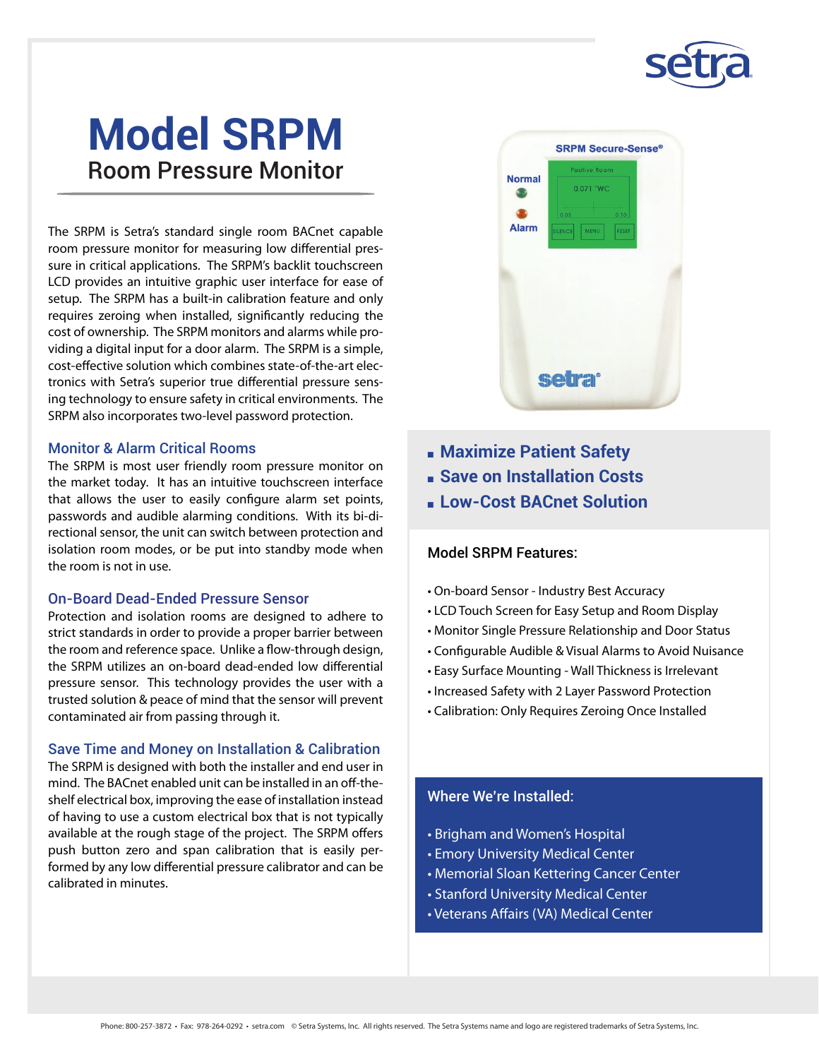# Model SRPM

## Room Pressure Monitor

The SRPM is Setra's standard single room BACnet capable room pressure monitor for measuring low differential pressure in critical applications. The SRPM's backlit touchscreen LCD provides an intuitive graphic user interface for ease of setup. The SRPM has a built-in calibration feature and only requires zeroing when installed, significantly reducing the cost of ownership. The SRPM monitors and alarms while providing a digital input for a door alarm. The SRPM is a simple, cost-effective solution which combines state-of-the-art electronics with Setra's superior true differential pressure sensing technology to ensure safety in critical environments. The SRPM also incorporates two-level password protection.

### Monitor & Alarm Critical Rooms

The SRPM is most user friendly room pressure monitor on the market today. It has an intuitive touchscreen interface that allows the user to easily configure alarm set points, passwords and audible alarming conditions. With its bi-directional sensor, the unit can switch between protection and isolation room modes, or be put into standby mode when the room is not in use.

### On-Board Dead-Ended Pressure Sensor

Protection and isolation rooms are designed to adhere to strict standards in order to provide a proper barrier between the room and reference space. Unlike a flow-through design, the SRPM utilizes an on-board dead-ended low differential pressure sensor. This technology provides the user with a trusted solution & peace of mind that the sensor will prevent contaminated air from passing through it.

### Save Time and Money on Installation & Calibration

The SRPM is designed with both the installer and end user in mind. The BACnet enabled unit can be installed in an off-the-shelf electrical box, improving the ease of installation instead of having to use a custom electrical box that is not typically available at the rough stage of the project. The SRPM offers push button zero and span calibration that is easily performed by any low differential pressure calibrator and can be calibrated in minutes.

- **Maximize Patient Safety**
- **Save on Installation Costs**
- **Low-Cost BACnet Solution**

### Model SRPM Features:

- On-board Sensor - Industry Best Accuracy
- LCD Touch Screen for Easy Setup and Room Display
- Monitor Single Pressure Relationship and Door Status
- Configurable Audible & Visual Alarms to Avoid Nuisance
- Easy Surface Mounting - Wall Thickness is Irrelevant
- Increased Safety with 2 Layer Password Protection
- Calibration: Only Requires Zeroing Once Installed

### Where We're Installed:

- Brigham and Women's Hospital
- Emory University Medical Center
- Memorial Sloan Kettering Cancer Center
- Stanford University Medical Center
- Veterans Affairs (VA) Medical Center

Phone: 800-257-3872 • Fax: 978-264-0292 • setra.com © Setra Systems, Inc. All rights reserved. The Setra Systems name and logo are registered trademarks of Setra Systems, Inc.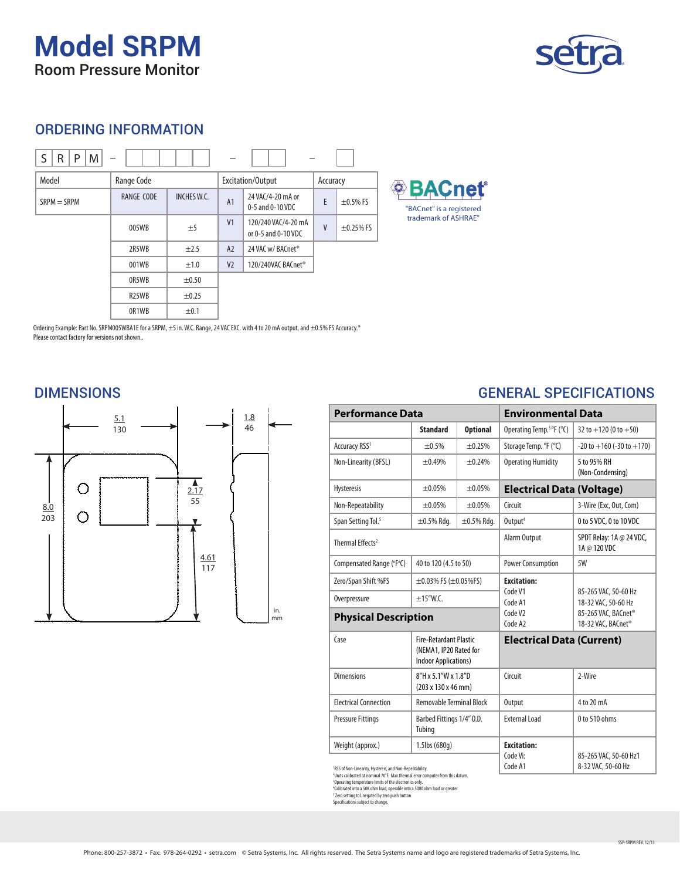# Model SRPM

Room Pressure Monitor

## ORDERING INFORMATION

S R P M – [ ][ ][ ][ ][ ] – [ ][ ] – [ ]

| Model | Range Code | | Excitation/Output | | Accuracy | |
|---|---|---|---|---|---|---|
| SRPM = SRPM | RANGE CODE | INCHES W.C. | A1 | 24 VAC/4-20 mA or 0-5 and 0-10 VDC | E | ±0.5% FS |
| | 005WB | ±5 | V1 | 120/240 VAC/4-20 mA or 0-5 and 0-10 VDC | V | ±0.25% FS |
| | 2R5WB | ±2.5 | A2 | 24 VAC w/ BACnet® | | |
| | 001WB | ±1.0 | V2 | 120/240VAC BACnet® | | |
| | 0R5WB | ±0.50 | | | | |
| | R25WB | ±0.25 | | | | |
| | 0R1WB | ±0.1 | | | | |

"BACnet" is a registered trademark of ASHRAE"

Ordering Example: Part No. SRPM005WBA1E for a SRPM, ±5 in. W.C. Range, 24 VAC EXC. with 4 to 20 mA output, and ±0.5% FS Accuracy.*
Please contact factory for versions not shown..

## DIMENSIONS

5.1
130

1.8
46

8.0
203

2.17
55

4.61
117

in.
mm

## GENERAL SPECIFICATIONS

| Performance Data | Standard | Optional |
|---|---|---|
| Accuracy RSS[1] | ±0.5% | ±0.25% |
| Non-Linearity (BFSL) | ±0.49% | ±0.24% |
| Hysteresis | ±0.05% | ±0.05% |
| Non-Repeatability | ±0.05% | ±0.05% |
| Span Setting Tol.[5] | ±0.5% Rdg. | ±0.5% Rdg. |
| Thermal Effects[2] | | |
| Compensated Range (°F°C) | 40 to 120 (4.5 to 50) | |
| Zero/Span Shift %FS | ±0.03% FS (±0.05%FS) | |
| Overpressure | ±15"W.C. | |

| Physical Description | |
|---|---|
| Case | Fire-Retardant Plastic (NEMA1, IP20 Rated for Indoor Applications) |
| Dimensions | 8"H x 5.1"W x 1.8"D (203 x 130 x 46 mm) |
| Electrical Connection | Removable Terminal Block |
| Pressure Fittings | Barbed Fittings 1/4" O.D. Tubing |
| Weight (approx.) | 1.5lbs (680g) |

| Environmental Data | |
|---|---|
| Operating Temp.[3] °F (°C) | 32 to +120 (0 to +50) |
| Storage Temp. °F (°C) | -20 to +160 (-30 to +170) |
| Operating Humidity | 5 to 95% RH (Non-Condensing) |

| Electrical Data (Voltage) | |
|---|---|
| Circuit | 3-Wire (Exc, Out, Com) |
| Output[4] | 0 to 5 VDC, 0 to 10 VDC |
| Alarm Output | SPDT Relay: 1A @ 24 VDC, 1A @ 120 VDC |
| Power Consumption | 5W |
| **Excitation:** Code V1 | 85-265 VAC, 50-60 Hz |
| Code A1 | 18-32 VAC, 50-60 Hz |
| Code V2 | 85-265 VAC, BACnet® |
| Code A2 | 18-32 VAC, BACnet® |

| Electrical Data (Current) | |
|---|---|
| Circuit | 2-Wire |
| Output | 4 to 20 mA |
| External Load | 0 to 510 ohms |
| **Excitation:** Code Vi: | 85-265 VAC, 50-60 Hz1 |
| Code A1 | 8-32 VAC, 50-60 Hz |

[1]RSS of Non-Linearity, Hysteresis, and Non-Repeatability.
[2]Units calibrated at nominal 70°F. Max thermal error computer from this datum.
[3]Operating temperature limits of the electronics only.
[4]Calibrated into a 50K ohm load, operable into a 5000 ohm load or greater
[5] Zero setting tol. negated by zero push button
Specifications subject to change.

SSP-SRPM REV. 12/13

Phone: 800-257-3872 • Fax: 978-264-0292 • setra.com © Setra Systems, Inc. All rights reserved. The Setra Systems name and logo are registered trademarks of Setra Systems, Inc.